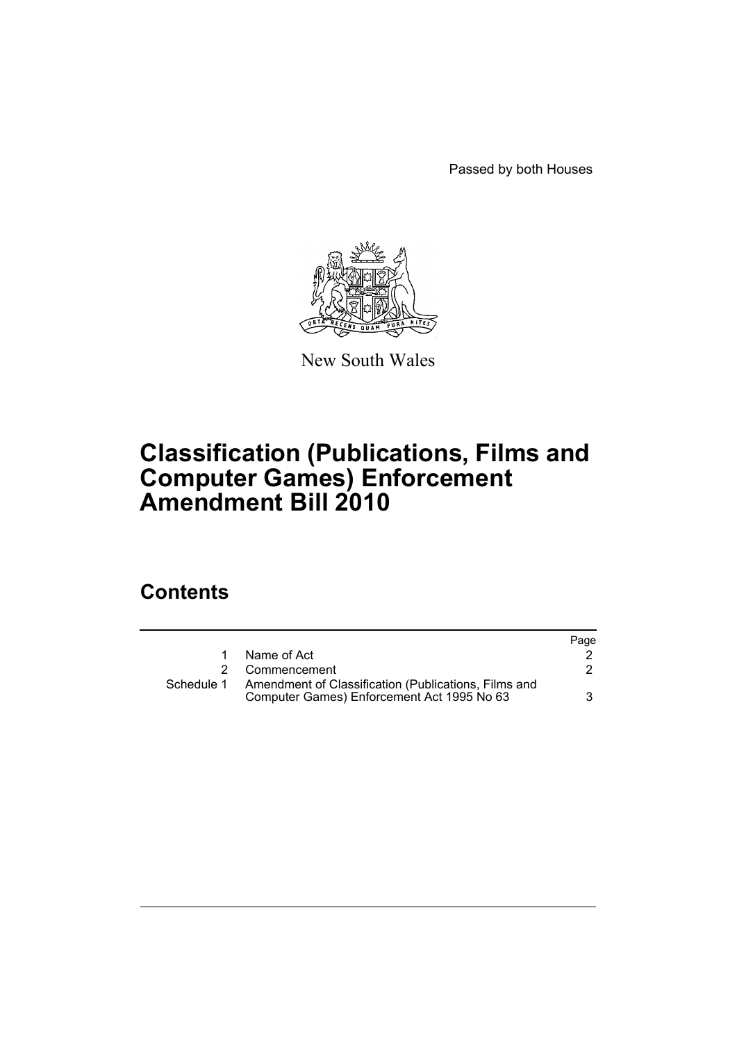Passed by both Houses

New South Wales

# Classification (Publications, Films and Computer Games) Enforcement Amendment Bill 2010

## Contents

| | | Page |
|---|---|---|
| 1 | Name of Act | 2 |
| 2 | Commencement | 2 |
| Schedule 1 | Amendment of Classification (Publications, Films and Computer Games) Enforcement Act 1995 No 63 | 3 |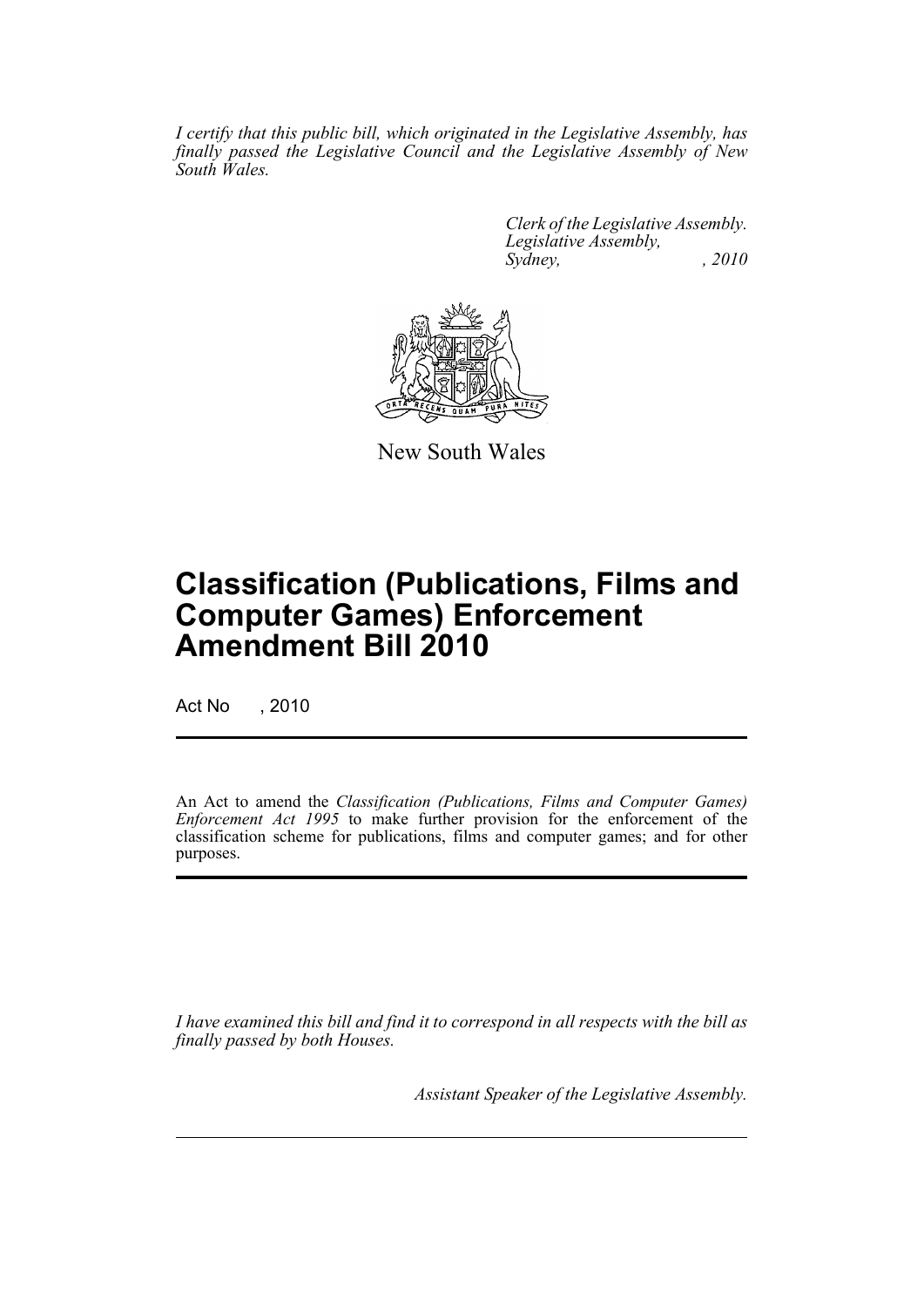*I certify that this public bill, which originated in the Legislative Assembly, has finally passed the Legislative Council and the Legislative Assembly of New South Wales.*

*Clerk of the Legislative Assembly.*
*Legislative Assembly,*
*Sydney, , 2010*

New South Wales

# Classification (Publications, Films and Computer Games) Enforcement Amendment Bill 2010

Act No , 2010

An Act to amend the *Classification (Publications, Films and Computer Games) Enforcement Act 1995* to make further provision for the enforcement of the classification scheme for publications, films and computer games; and for other purposes.

*I have examined this bill and find it to correspond in all respects with the bill as finally passed by both Houses.*

*Assistant Speaker of the Legislative Assembly.*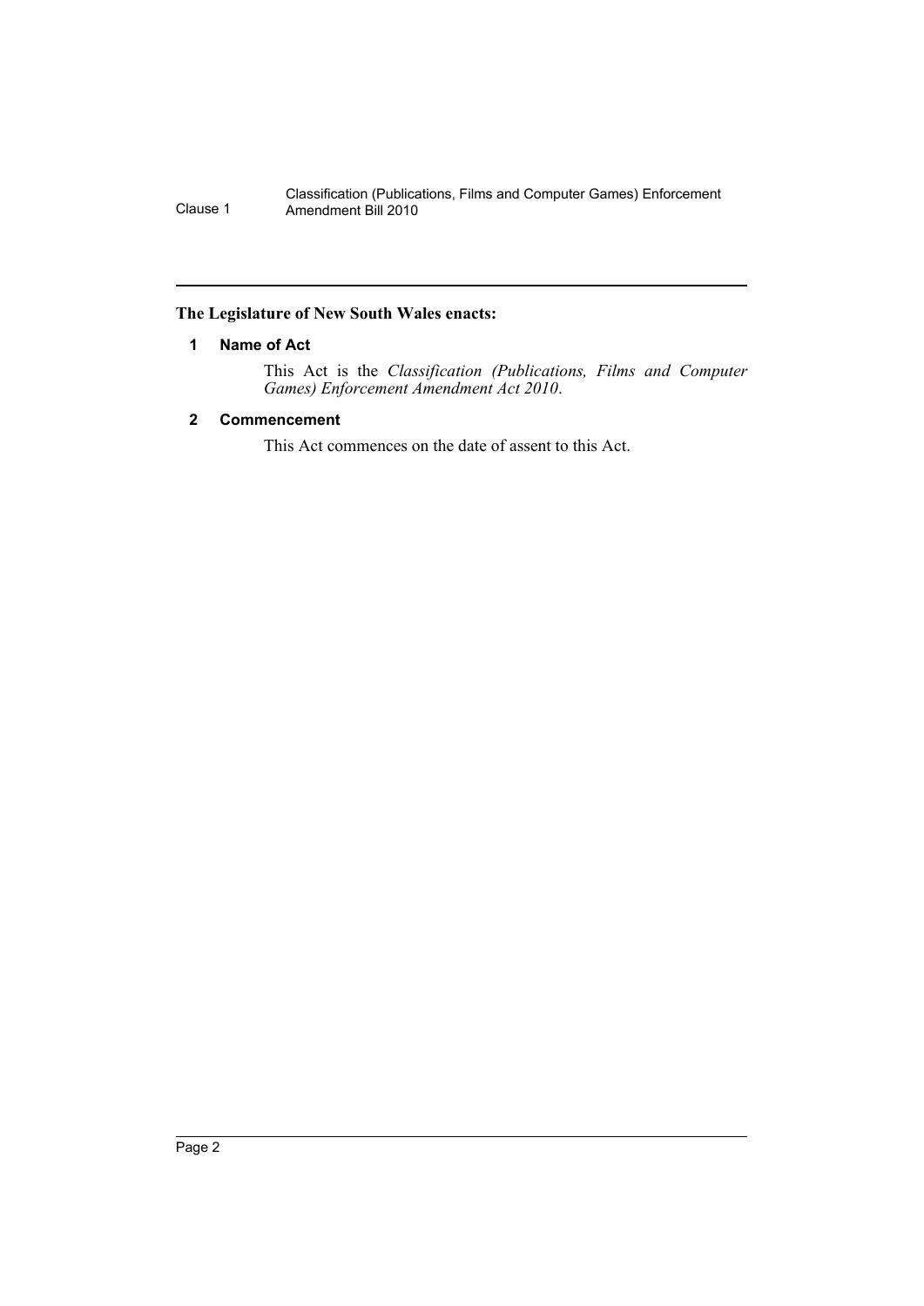**The Legislature of New South Wales enacts:**

### 1 Name of Act

This Act is the *Classification (Publications, Films and Computer Games) Enforcement Amendment Act 2010*.

### 2 Commencement

This Act commences on the date of assent to this Act.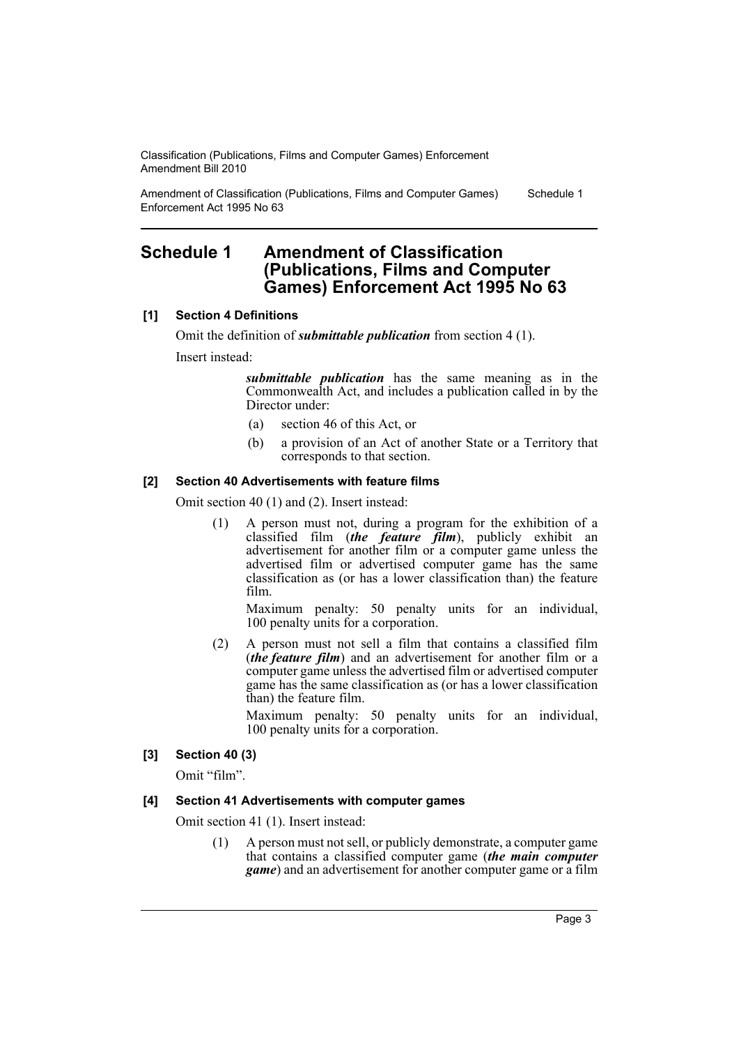## Schedule 1 Amendment of Classification (Publications, Films and Computer Games) Enforcement Act 1995 No 63

**[1] Section 4 Definitions**

Omit the definition of ***submittable publication*** from section 4 (1).

Insert instead:

> ***submittable publication*** has the same meaning as in the Commonwealth Act, and includes a publication called in by the Director under:
>
> (a) section 46 of this Act, or
>
> (b) a provision of an Act of another State or a Territory that corresponds to that section.

**[2] Section 40 Advertisements with feature films**

Omit section 40 (1) and (2). Insert instead:

> (1) A person must not, during a program for the exhibition of a classified film (***the feature film***), publicly exhibit an advertisement for another film or a computer game unless the advertised film or advertised computer game has the same classification as (or has a lower classification than) the feature film.
>
> Maximum penalty: 50 penalty units for an individual, 100 penalty units for a corporation.
>
> (2) A person must not sell a film that contains a classified film (***the feature film***) and an advertisement for another film or a computer game unless the advertised film or advertised computer game has the same classification as (or has a lower classification than) the feature film.
>
> Maximum penalty: 50 penalty units for an individual, 100 penalty units for a corporation.

**[3] Section 40 (3)**

Omit "film".

**[4] Section 41 Advertisements with computer games**

Omit section 41 (1). Insert instead:

> (1) A person must not sell, or publicly demonstrate, a computer game that contains a classified computer game (***the main computer game***) and an advertisement for another computer game or a film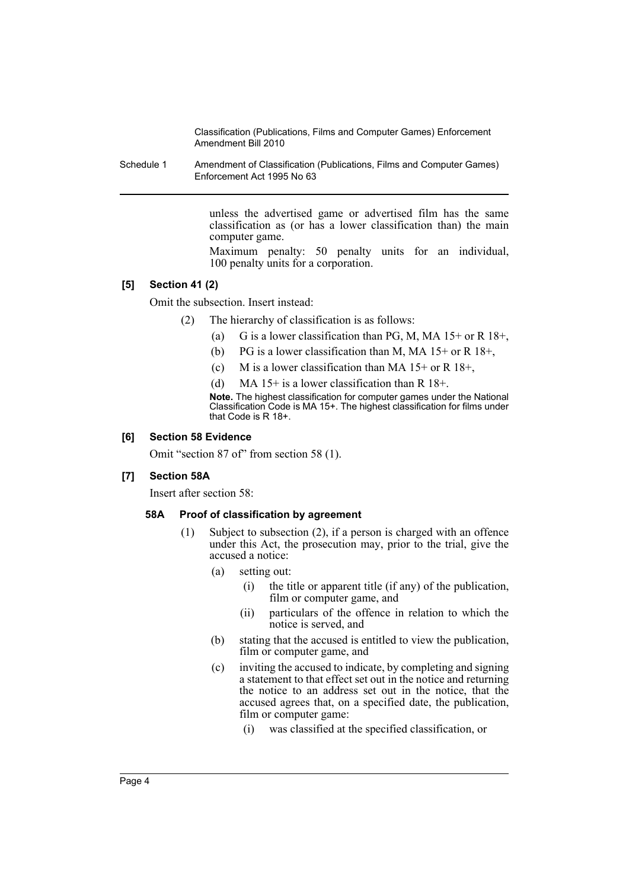unless the advertised game or advertised film has the same classification as (or has a lower classification than) the main computer game.

Maximum penalty: 50 penalty units for an individual, 100 penalty units for a corporation.

#### [5] Section 41 (2)

Omit the subsection. Insert instead:

(2) The hierarchy of classification is as follows:

- (a) G is a lower classification than PG, M, MA 15+ or R 18+,
- (b) PG is a lower classification than M, MA 15+ or R 18+,
- (c) M is a lower classification than MA 15+ or R 18+,
- (d) MA 15+ is a lower classification than R 18+.

**Note.** The highest classification for computer games under the National Classification Code is MA 15+. The highest classification for films under that Code is R 18+.

#### [6] Section 58 Evidence

Omit "section 87 of" from section 58 (1).

#### [7] Section 58A

Insert after section 58:

##### 58A Proof of classification by agreement

(1) Subject to subsection (2), if a person is charged with an offence under this Act, the prosecution may, prior to the trial, give the accused a notice:

- (a) setting out:
  - (i) the title or apparent title (if any) of the publication, film or computer game, and
  - (ii) particulars of the offence in relation to which the notice is served, and
- (b) stating that the accused is entitled to view the publication, film or computer game, and
- (c) inviting the accused to indicate, by completing and signing a statement to that effect set out in the notice and returning the notice to an address set out in the notice, that the accused agrees that, on a specified date, the publication, film or computer game:
  - (i) was classified at the specified classification, or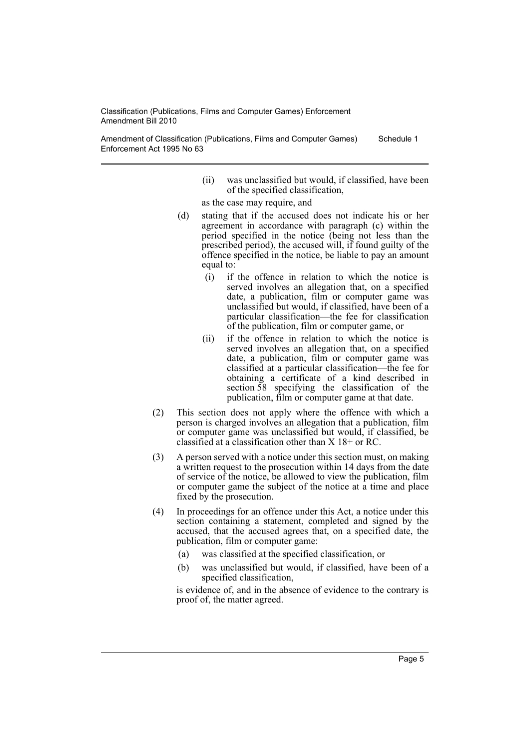(ii) was unclassified but would, if classified, have been of the specified classification,

as the case may require, and

(d) stating that if the accused does not indicate his or her agreement in accordance with paragraph (c) within the period specified in the notice (being not less than the prescribed period), the accused will, if found guilty of the offence specified in the notice, be liable to pay an amount equal to:

(i) if the offence in relation to which the notice is served involves an allegation that, on a specified date, a publication, film or computer game was unclassified but would, if classified, have been of a particular classification—the fee for classification of the publication, film or computer game, or

(ii) if the offence in relation to which the notice is served involves an allegation that, on a specified date, a publication, film or computer game was classified at a particular classification—the fee for obtaining a certificate of a kind described in section 58 specifying the classification of the publication, film or computer game at that date.

(2) This section does not apply where the offence with which a person is charged involves an allegation that a publication, film or computer game was unclassified but would, if classified, be classified at a classification other than X 18+ or RC.

(3) A person served with a notice under this section must, on making a written request to the prosecution within 14 days from the date of service of the notice, be allowed to view the publication, film or computer game the subject of the notice at a time and place fixed by the prosecution.

(4) In proceedings for an offence under this Act, a notice under this section containing a statement, completed and signed by the accused, that the accused agrees that, on a specified date, the publication, film or computer game:

(a) was classified at the specified classification, or

(b) was unclassified but would, if classified, have been of a specified classification,

is evidence of, and in the absence of evidence to the contrary is proof of, the matter agreed.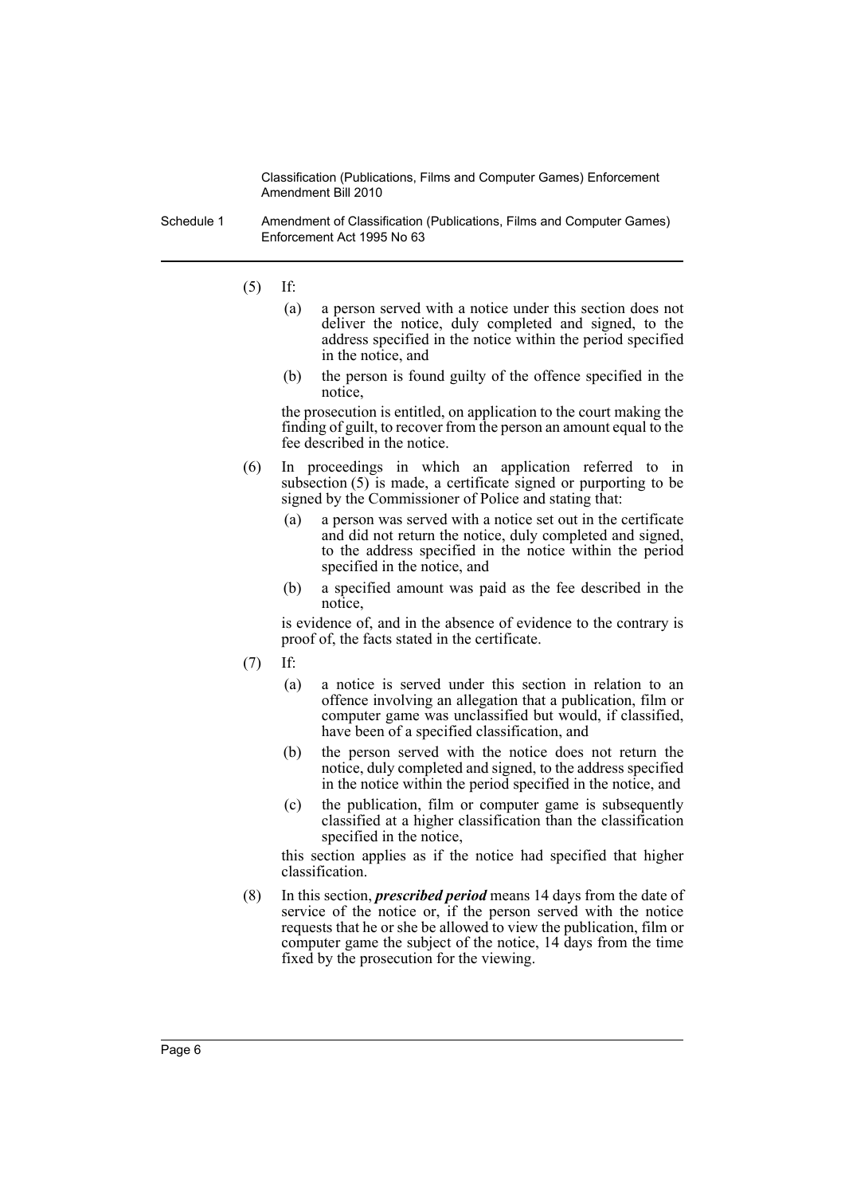(5) If:

(a) a person served with a notice under this section does not deliver the notice, duly completed and signed, to the address specified in the notice within the period specified in the notice, and

(b) the person is found guilty of the offence specified in the notice,

the prosecution is entitled, on application to the court making the finding of guilt, to recover from the person an amount equal to the fee described in the notice.

(6) In proceedings in which an application referred to in subsection (5) is made, a certificate signed or purporting to be signed by the Commissioner of Police and stating that:

(a) a person was served with a notice set out in the certificate and did not return the notice, duly completed and signed, to the address specified in the notice within the period specified in the notice, and

(b) a specified amount was paid as the fee described in the notice,

is evidence of, and in the absence of evidence to the contrary is proof of, the facts stated in the certificate.

(7) If:

(a) a notice is served under this section in relation to an offence involving an allegation that a publication, film or computer game was unclassified but would, if classified, have been of a specified classification, and

(b) the person served with the notice does not return the notice, duly completed and signed, to the address specified in the notice within the period specified in the notice, and

(c) the publication, film or computer game is subsequently classified at a higher classification than the classification specified in the notice,

this section applies as if the notice had specified that higher classification.

(8) In this section, ***prescribed period*** means 14 days from the date of service of the notice or, if the person served with the notice requests that he or she be allowed to view the publication, film or computer game the subject of the notice, 14 days from the time fixed by the prosecution for the viewing.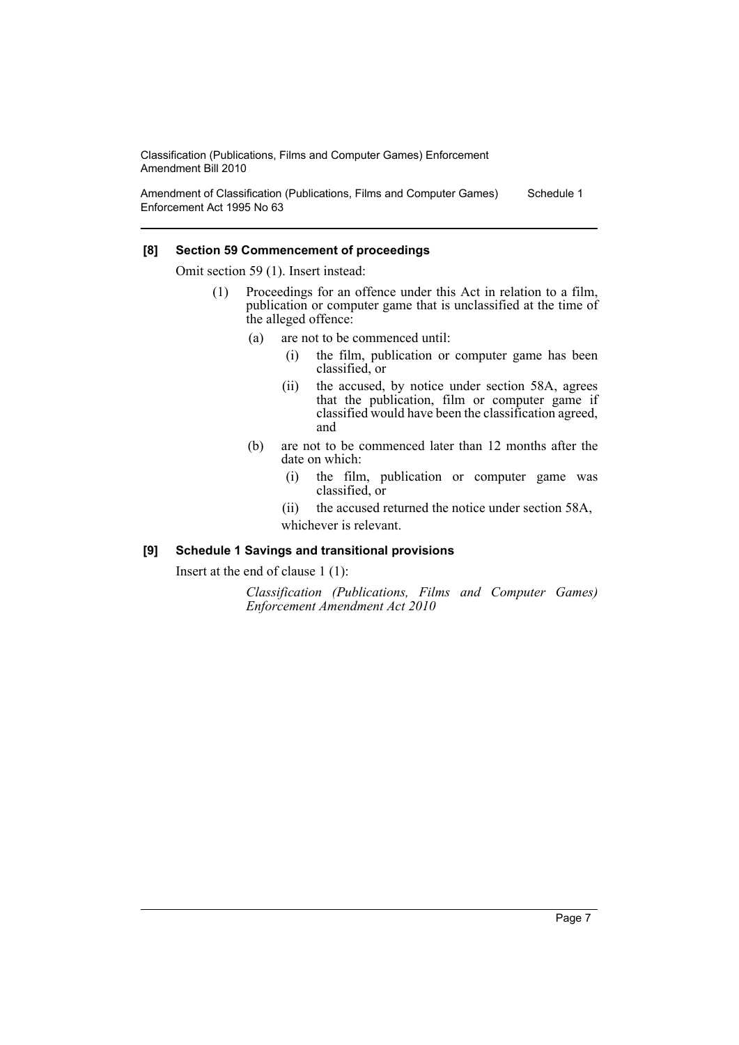**[8] Section 59 Commencement of proceedings**

Omit section 59 (1). Insert instead:

(1) Proceedings for an offence under this Act in relation to a film, publication or computer game that is unclassified at the time of the alleged offence:

- (a) are not to be commenced until:
  - (i) the film, publication or computer game has been classified, or
  - (ii) the accused, by notice under section 58A, agrees that the publication, film or computer game if classified would have been the classification agreed, and
- (b) are not to be commenced later than 12 months after the date on which:
  - (i) the film, publication or computer game was classified, or
  - (ii) the accused returned the notice under section 58A,

  whichever is relevant.

**[9] Schedule 1 Savings and transitional provisions**

Insert at the end of clause 1 (1):

*Classification (Publications, Films and Computer Games) Enforcement Amendment Act 2010*